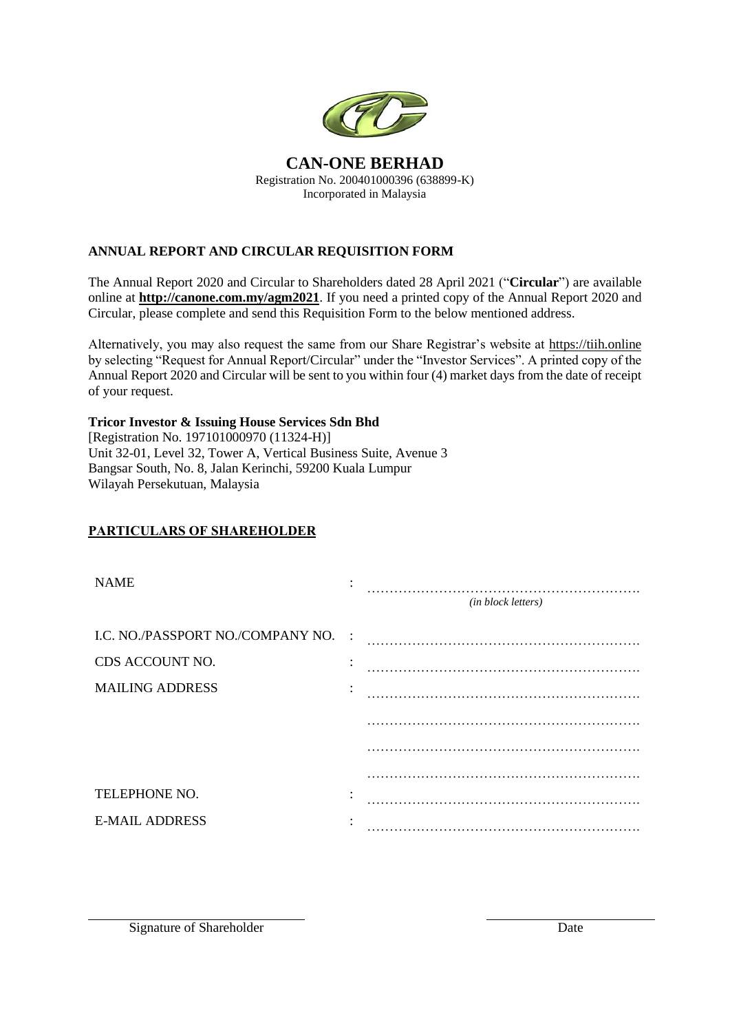# CAN-ONE BERHAD

Registration No. 200401000396 (638899-K)
Incorporated in Malaysia

## ANNUAL REPORT AND CIRCULAR REQUISITION FORM

The Annual Report 2020 and Circular to Shareholders dated 28 April 2021 ("**Circular**") are available online at **http://canone.com.my/agm2021**. If you need a printed copy of the Annual Report 2020 and Circular, please complete and send this Requisition Form to the below mentioned address.

Alternatively, you may also request the same from our Share Registrar's website at https://tiih.online by selecting "Request for Annual Report/Circular" under the "Investor Services". A printed copy of the Annual Report 2020 and Circular will be sent to you within four (4) market days from the date of receipt of your request.

**Tricor Investor & Issuing House Services Sdn Bhd**
[Registration No. 197101000970 (11324-H)]
Unit 32-01, Level 32, Tower A, Vertical Business Suite, Avenue 3
Bangsar South, No. 8, Jalan Kerinchi, 59200 Kuala Lumpur
Wilayah Persekutuan, Malaysia

## PARTICULARS OF SHAREHOLDER

NAME : ……………………………………………………
*(in block letters)*

I.C. NO./PASSPORT NO./COMPANY NO. : ……………………………………………………

CDS ACCOUNT NO. : ……………………………………………………

MAILING ADDRESS : ……………………………………………………
……………………………………………………
……………………………………………………
……………………………………………………

TELEPHONE NO. : ……………………………………………………

E-MAIL ADDRESS : ……………………………………………………

\_\_\_\_\_\_\_\_\_\_\_\_\_\_\_\_\_\_\_\_\_\_\_\_\_\_\_\_
Signature of Shareholder

\_\_\_\_\_\_\_\_\_\_\_\_\_\_\_\_\_\_\_\_\_\_
Date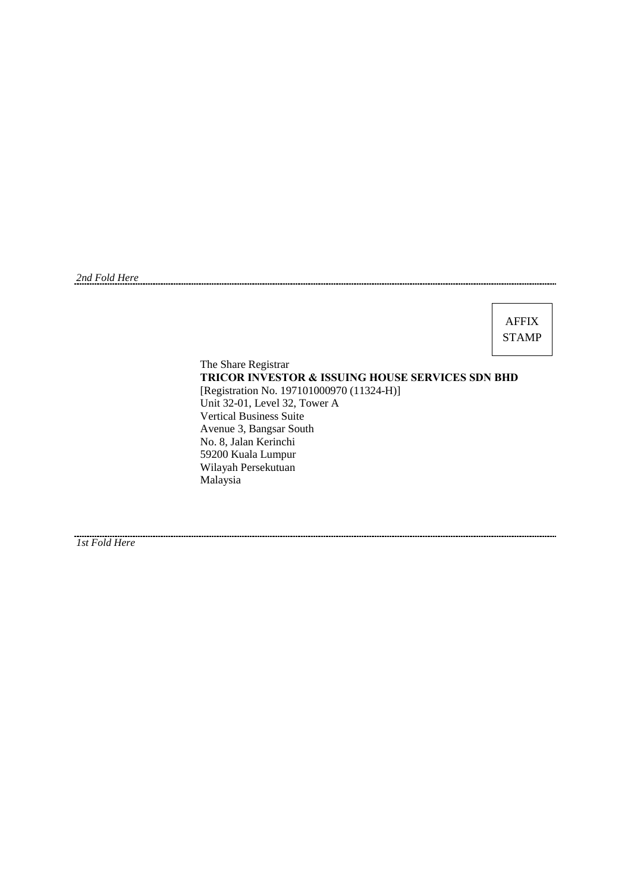*2nd Fold Here*

AFFIX STAMP

The Share Registrar
**TRICOR INVESTOR & ISSUING HOUSE SERVICES SDN BHD**
[Registration No. 197101000970 (11324-H)]
Unit 32-01, Level 32, Tower A
Vertical Business Suite
Avenue 3, Bangsar South
No. 8, Jalan Kerinchi
59200 Kuala Lumpur
Wilayah Persekutuan
Malaysia

*1st Fold Here*